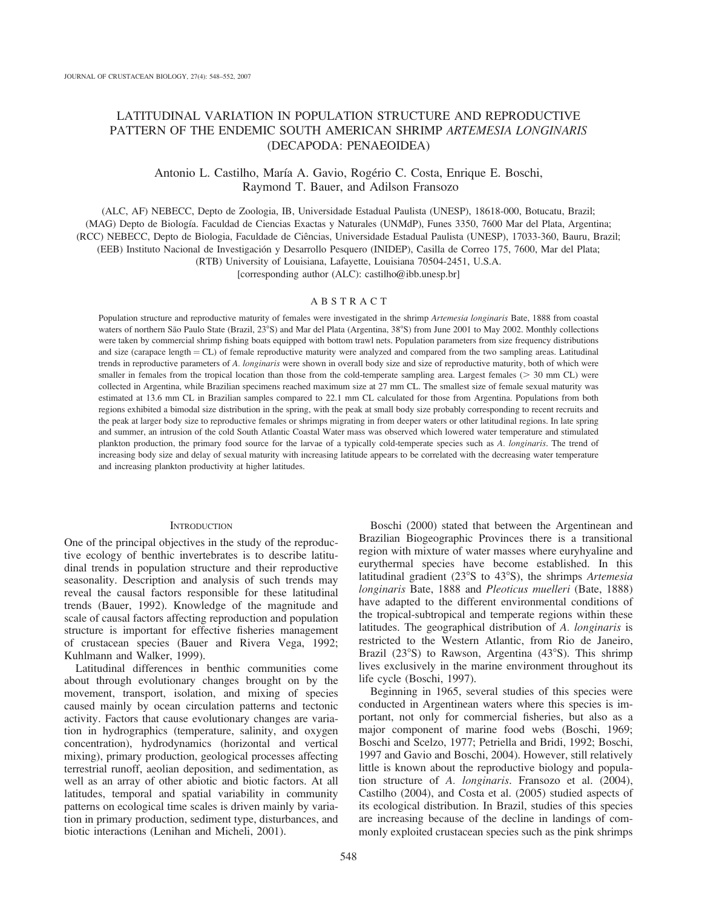# LATITUDINAL VARIATION IN POPULATION STRUCTURE AND REPRODUCTIVE PATTERN OF THE ENDEMIC SOUTH AMERICAN SHRIMP *ARTEMESIA LONGINARIS* (DECAPODA: PENAEOIDEA)

Antonio L. Castilho, María A. Gavio, Rogério C. Costa, Enrique E. Boschi, Raymond T. Bauer, and Adilson Fransozo

(ALC, AF) NEBECC, Depto de Zoologia, IB, Universidade Estadual Paulista (UNESP), 18618-000, Botucatu, Brazil;
(MAG) Depto de Biología. Faculdad de Ciencias Exactas y Naturales (UNMdP), Funes 3350, 7600 Mar del Plata, Argentina;
(RCC) NEBECC, Depto de Biologia, Faculdade de Ciências, Universidade Estadual Paulista (UNESP), 17033-360, Bauru, Brazil;
(EEB) Instituto Nacional de Investigación y Desarrollo Pesquero (INIDEP), Casilla de Correo 175, 7600, Mar del Plata;
(RTB) University of Louisiana, Lafayette, Louisiana 70504-2451, U.S.A.
[corresponding author (ALC): castilho@ibb.unesp.br]

## ABSTRACT

Population structure and reproductive maturity of females were investigated in the shrimp *Artemesia longinaris* Bate, 1888 from coastal waters of northern São Paulo State (Brazil, 23°S) and Mar del Plata (Argentina, 38°S) from June 2001 to May 2002. Monthly collections were taken by commercial shrimp fishing boats equipped with bottom trawl nets. Population parameters from size frequency distributions and size (carapace length = CL) of female reproductive maturity were analyzed and compared from the two sampling areas. Latitudinal trends in reproductive parameters of *A. longinaris* were shown in overall body size and size of reproductive maturity, both of which were smaller in females from the tropical location than those from the cold-temperate sampling area. Largest females (> 30 mm CL) were collected in Argentina, while Brazilian specimens reached maximum size at 27 mm CL. The smallest size of female sexual maturity was estimated at 13.6 mm CL in Brazilian samples compared to 22.1 mm CL calculated for those from Argentina. Populations from both regions exhibited a bimodal size distribution in the spring, with the peak at small body size probably corresponding to recent recruits and the peak at larger body size to reproductive females or shrimps migrating in from deeper waters or other latitudinal regions. In late spring and summer, an intrusion of the cold South Atlantic Coastal Water mass was observed which lowered water temperature and stimulated plankton production, the primary food source for the larvae of a typically cold-temperate species such as *A. longinaris*. The trend of increasing body size and delay of sexual maturity with increasing latitude appears to be correlated with the decreasing water temperature and increasing plankton productivity at higher latitudes.

## INTRODUCTION

One of the principal objectives in the study of the reproductive ecology of benthic invertebrates is to describe latitudinal trends in population structure and their reproductive seasonality. Description and analysis of such trends may reveal the causal factors responsible for these latitudinal trends (Bauer, 1992). Knowledge of the magnitude and scale of causal factors affecting reproduction and population structure is important for effective fisheries management of crustacean species (Bauer and Rivera Vega, 1992; Kuhlmann and Walker, 1999).

Latitudinal differences in benthic communities come about through evolutionary changes brought on by the movement, transport, isolation, and mixing of species caused mainly by ocean circulation patterns and tectonic activity. Factors that cause evolutionary changes are variation in hydrographics (temperature, salinity, and oxygen concentration), hydrodynamics (horizontal and vertical mixing), primary production, geological processes affecting terrestrial runoff, aeolian deposition, and sedimentation, as well as an array of other abiotic and biotic factors. At all latitudes, temporal and spatial variability in community patterns on ecological time scales is driven mainly by variation in primary production, sediment type, disturbances, and biotic interactions (Lenihan and Micheli, 2001).

Boschi (2000) stated that between the Argentinean and Brazilian Biogeographic Provinces there is a transitional region with mixture of water masses where euryhaline and eurythermal species have become established. In this latitudinal gradient (23°S to 43°S), the shrimps *Artemesia longinaris* Bate, 1888 and *Pleoticus muelleri* (Bate, 1888) have adapted to the different environmental conditions of the tropical-subtropical and temperate regions within these latitudes. The geographical distribution of *A. longinaris* is restricted to the Western Atlantic, from Rio de Janeiro, Brazil (23°S) to Rawson, Argentina (43°S). This shrimp lives exclusively in the marine environment throughout its life cycle (Boschi, 1997).

Beginning in 1965, several studies of this species were conducted in Argentinean waters where this species is important, not only for commercial fisheries, but also as a major component of marine food webs (Boschi, 1969; Boschi and Scelzo, 1977; Petriella and Bridi, 1992; Boschi, 1997 and Gavio and Boschi, 2004). However, still relatively little is known about the reproductive biology and population structure of *A. longinaris*. Fransozo et al. (2004), Castilho (2004), and Costa et al. (2005) studied aspects of its ecological distribution. In Brazil, studies of this species are increasing because of the decline in landings of commonly exploited crustacean species such as the pink shrimps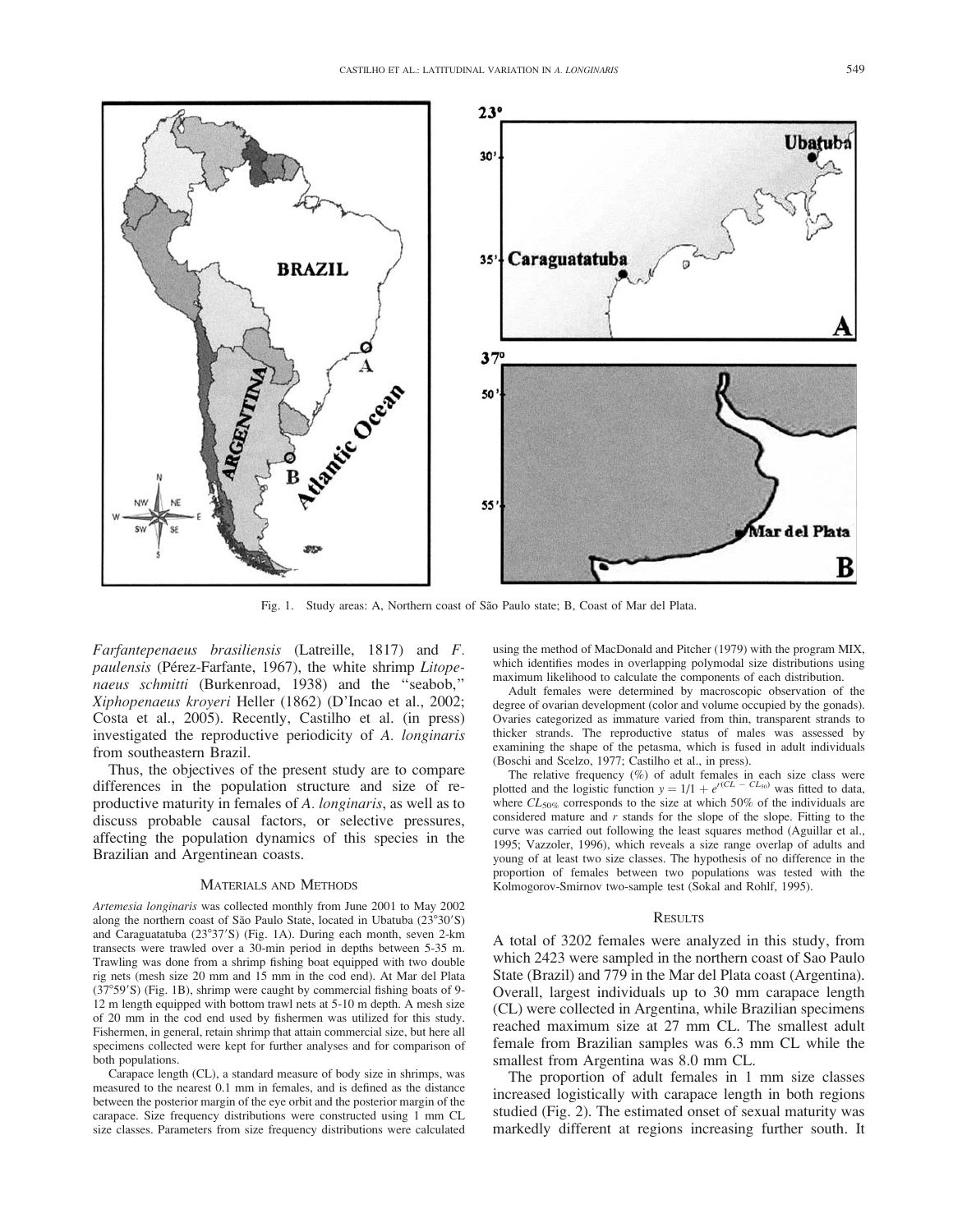Fig. 1. Study areas: A, Northern coast of São Paulo state; B, Coast of Mar del Plata.

*Farfantepenaeus brasiliensis* (Latreille, 1817) and *F. paulensis* (Pérez-Farfante, 1967), the white shrimp *Litopenaeus schmitti* (Burkenroad, 1938) and the "seabob," *Xiphopenaeus kroyeri* Heller (1862) (D'Incao et al., 2002; Costa et al., 2005). Recently, Castilho et al. (in press) investigated the reproductive periodicity of *A. longinaris* from southeastern Brazil.

Thus, the objectives of the present study are to compare differences in the population structure and size of reproductive maturity in females of *A. longinaris*, as well as to discuss probable causal factors, or selective pressures, affecting the population dynamics of this species in the Brazilian and Argentinean coasts.

## Materials and Methods

*Artemesia longinaris* was collected monthly from June 2001 to May 2002 along the northern coast of São Paulo State, located in Ubatuba (23°30′S) and Caraguatatuba (23°37′S) (Fig. 1A). During each month, seven 2-km transects were trawled over a 30-min period in depths between 5-35 m. Trawling was done from a shrimp fishing boat equipped with two double rig nets (mesh size 20 mm and 15 mm in the cod end). At Mar del Plata (37°59′S) (Fig. 1B), shrimp were caught by commercial fishing boats of 9-12 m length equipped with bottom trawl nets at 5-10 m depth. A mesh size of 20 mm in the cod end used by fishermen was utilized for this study. Fishermen, in general, retain shrimp that attain commercial size, but here all specimens collected were kept for further analyses and for comparison of both populations.

Carapace length (CL), a standard measure of body size in shrimps, was measured to the nearest 0.1 mm in females, and is defined as the distance between the posterior margin of the eye orbit and the posterior margin of the carapace. Size frequency distributions were constructed using 1 mm CL size classes. Parameters from size frequency distributions were calculated using the method of MacDonald and Pitcher (1979) with the program MIX, which identifies modes in overlapping polymodal size distributions using maximum likelihood to calculate the components of each distribution.

Adult females were determined by macroscopic observation of the degree of ovarian development (color and volume occupied by the gonads). Ovaries categorized as immature varied from thin, transparent strands to thicker strands. The reproductive status of males was assessed by examining the shape of the petasma, which is fused in adult individuals (Boschi and Scelzo, 1977; Castilho et al., in press).

The relative frequency (%) of adult females in each size class were plotted and the logistic function $y = 1/1 + e^{r(CL - CL_{50})}$ was fitted to data, where $CL_{50\%}$ corresponds to the size at which 50% of the individuals are considered mature and $r$ stands for the slope of the slope. Fitting to the curve was carried out following the least squares method (Aguillar et al., 1995; Vazzoler, 1996), which reveals a size range overlap of adults and young of at least two size classes. The hypothesis of no difference in the proportion of females between two populations was tested with the Kolmogorov-Smirnov two-sample test (Sokal and Rohlf, 1995).

## Results

A total of 3202 females were analyzed in this study, from which 2423 were sampled in the northern coast of Sao Paulo State (Brazil) and 779 in the Mar del Plata coast (Argentina). Overall, largest individuals up to 30 mm carapace length (CL) were collected in Argentina, while Brazilian specimens reached maximum size at 27 mm CL. The smallest adult female from Brazilian samples was 6.3 mm CL while the smallest from Argentina was 8.0 mm CL.

The proportion of adult females in 1 mm size classes increased logistically with carapace length in both regions studied (Fig. 2). The estimated onset of sexual maturity was markedly different at regions increasing further south. It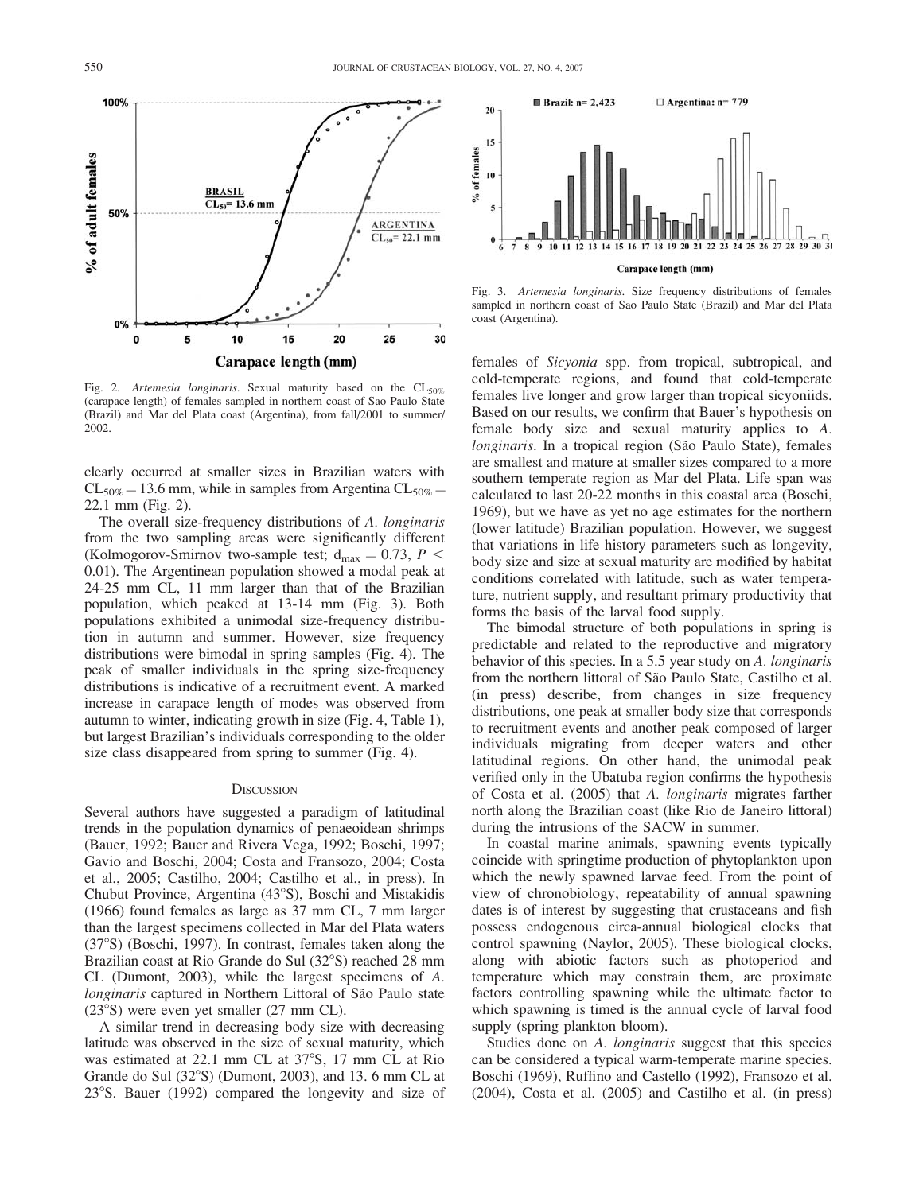Fig. 2. *Artemesia longinaris*. Sexual maturity based on the $CL_{50\%}$ (carapace length) of females sampled in northern coast of Sao Paulo State (Brazil) and Mar del Plata coast (Argentina), from fall/2001 to summer/2002.

Fig. 3. *Artemesia longinaris*. Size frequency distributions of females sampled in northern coast of Sao Paulo State (Brazil) and Mar del Plata coast (Argentina).

clearly occurred at smaller sizes in Brazilian waters with $CL_{50\%} = 13.6$ mm, while in samples from Argentina $CL_{50\%} = 22.1$ mm (Fig. 2).

The overall size-frequency distributions of *A. longinaris* from the two sampling areas were significantly different (Kolmogorov-Smirnov two-sample test; $d_{max} = 0.73$, $P < 0.01$). The Argentinean population showed a modal peak at 24-25 mm CL, 11 mm larger than that of the Brazilian population, which peaked at 13-14 mm (Fig. 3). Both populations exhibited a unimodal size-frequency distribution in autumn and summer. However, size frequency distributions were bimodal in spring samples (Fig. 4). The peak of smaller individuals in the spring size-frequency distributions is indicative of a recruitment event. A marked increase in carapace length of modes was observed from autumn to winter, indicating growth in size (Fig. 4, Table 1), but largest Brazilian's individuals corresponding to the older size class disappeared from spring to summer (Fig. 4).

## Discussion

Several authors have suggested a paradigm of latitudinal trends in the population dynamics of penaeoidean shrimps (Bauer, 1992; Bauer and Rivera Vega, 1992; Boschi, 1997; Gavio and Boschi, 2004; Costa and Fransozo, 2004; Costa et al., 2005; Castilho, 2004; Castilho et al., in press). In Chubut Province, Argentina (43°S), Boschi and Mistakidis (1966) found females as large as 37 mm CL, 7 mm larger than the largest specimens collected in Mar del Plata waters (37°S) (Boschi, 1997). In contrast, females taken along the Brazilian coast at Rio Grande do Sul (32°S) reached 28 mm CL (Dumont, 2003), while the largest specimens of *A. longinaris* captured in Northern Littoral of São Paulo state (23°S) were even yet smaller (27 mm CL).

A similar trend in decreasing body size with decreasing latitude was observed in the size of sexual maturity, which was estimated at 22.1 mm CL at 37°S, 17 mm CL at Rio Grande do Sul (32°S) (Dumont, 2003), and 13. 6 mm CL at 23°S. Bauer (1992) compared the longevity and size of females of *Sicyonia* spp. from tropical, subtropical, and cold-temperate regions, and found that cold-temperate females live longer and grow larger than tropical sicyoniids. Based on our results, we confirm that Bauer's hypothesis on female body size and sexual maturity applies to *A. longinaris*. In a tropical region (São Paulo State), females are smallest and mature at smaller sizes compared to a more southern temperate region as Mar del Plata. Life span was calculated to last 20-22 months in this coastal area (Boschi, 1969), but we have as yet no age estimates for the northern (lower latitude) Brazilian population. However, we suggest that variations in life history parameters such as longevity, body size and size at sexual maturity are modified by habitat conditions correlated with latitude, such as water temperature, nutrient supply, and resultant primary productivity that forms the basis of the larval food supply.

The bimodal structure of both populations in spring is predictable and related to the reproductive and migratory behavior of this species. In a 5.5 year study on *A. longinaris* from the northern littoral of São Paulo State, Castilho et al. (in press) describe, from changes in size frequency distributions, one peak at smaller body size that corresponds to recruitment events and another peak composed of larger individuals migrating from deeper waters and other latitudinal regions. On other hand, the unimodal peak verified only in the Ubatuba region confirms the hypothesis of Costa et al. (2005) that *A. longinaris* migrates farther north along the Brazilian coast (like Rio de Janeiro littoral) during the intrusions of the SACW in summer.

In coastal marine animals, spawning events typically coincide with springtime production of phytoplankton upon which the newly spawned larvae feed. From the point of view of chronobiology, repeatability of annual spawning dates is of interest by suggesting that crustaceans and fish possess endogenous circa-annual biological clocks that control spawning (Naylor, 2005). These biological clocks, along with abiotic factors such as photoperiod and temperature which may constrain them, are proximate factors controlling spawning while the ultimate factor to which spawning is timed is the annual cycle of larval food supply (spring plankton bloom).

Studies done on *A. longinaris* suggest that this species can be considered a typical warm-temperate marine species. Boschi (1969), Ruffino and Castello (1992), Fransozo et al. (2004), Costa et al. (2005) and Castilho et al. (in press)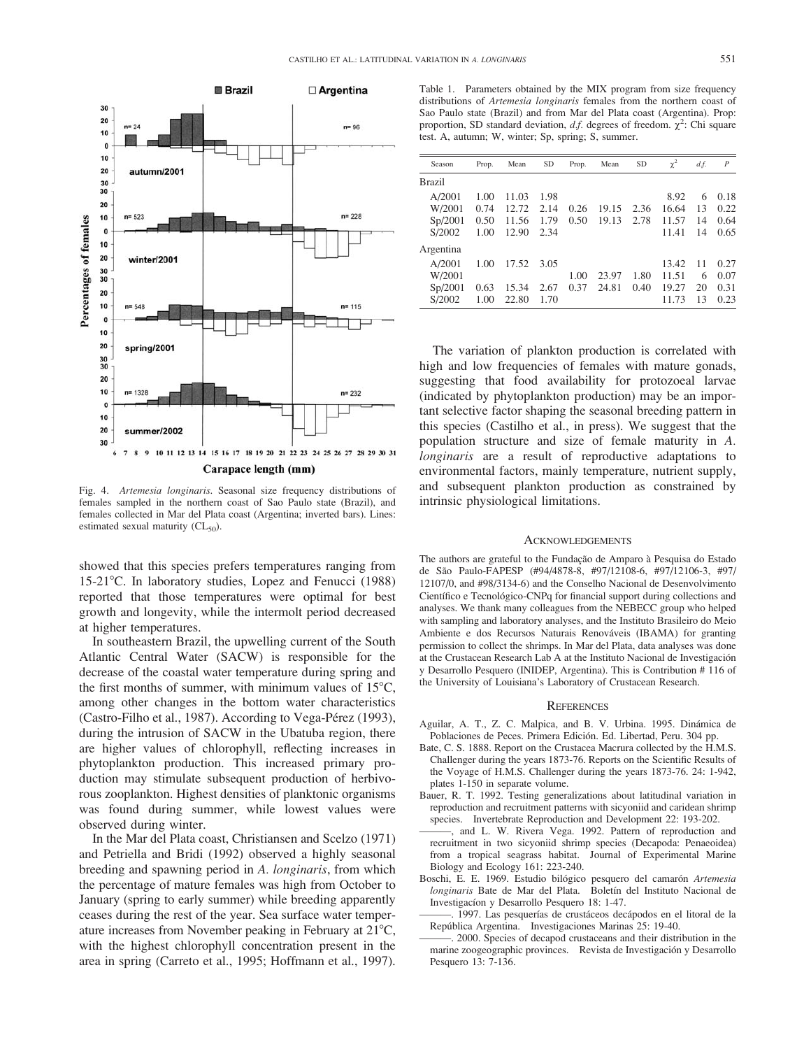Fig. 4. *Artemesia longinaris*. Seasonal size frequency distributions of females sampled in the northern coast of Sao Paulo state (Brazil), and females collected in Mar del Plata coast (Argentina; inverted bars). Lines: estimated sexual maturity ($CL_{50}$).

showed that this species prefers temperatures ranging from 15-21°C. In laboratory studies, Lopez and Fenucci (1988) reported that those temperatures were optimal for best growth and longevity, while the intermolt period decreased at higher temperatures.

In southeastern Brazil, the upwelling current of the South Atlantic Central Water (SACW) is responsible for the decrease of the coastal water temperature during spring and the first months of summer, with minimum values of 15°C, among other changes in the bottom water characteristics (Castro-Filho et al., 1987). According to Vega-Pérez (1993), during the intrusion of SACW in the Ubatuba region, there are higher values of chlorophyll, reflecting increases in phytoplankton production. This increased primary production may stimulate subsequent production of herbivorous zooplankton. Highest densities of planktonic organisms was found during summer, while lowest values were observed during winter.

In the Mar del Plata coast, Christiansen and Scelzo (1971) and Petriella and Bridi (1992) observed a highly seasonal breeding and spawning period in *A. longinaris*, from which the percentage of mature females was high from October to January (spring to early summer) while breeding apparently ceases during the rest of the year. Sea surface water temperature increases from November peaking in February at 21°C, with the highest chlorophyll concentration present in the area in spring (Carreto et al., 1995; Hoffmann et al., 1997).

Table 1. Parameters obtained by the MIX program from size frequency distributions of *Artemesia longinaris* females from the northern coast of Sao Paulo state (Brazil) and from Mar del Plata coast (Argentina). Prop: proportion, SD standard deviation, *d.f.* degrees of freedom. $\chi^2$: Chi square test. A, autumn; W, winter; Sp, spring; S, summer.

| Season | Prop. | Mean | SD | Prop. | Mean | SD | $\chi^2$ | *d.f.* | *P* |
|---|---|---|---|---|---|---|---|---|---|
| Brazil | | | | | | | | | |
| A/2001 | 1.00 | 11.03 | 1.98 | | | | 8.92 | 6 | 0.18 |
| W/2001 | 0.74 | 12.72 | 2.14 | 0.26 | 19.15 | 2.36 | 16.64 | 13 | 0.22 |
| Sp/2001 | 0.50 | 11.56 | 1.79 | 0.50 | 19.13 | 2.78 | 11.57 | 14 | 0.64 |
| S/2002 | 1.00 | 12.90 | 2.34 | | | | 11.41 | 14 | 0.65 |
| Argentina | | | | | | | | | |
| A/2001 | 1.00 | 17.52 | 3.05 | | | | 13.42 | 11 | 0.27 |
| W/2001 | | | | 1.00 | 23.97 | 1.80 | 11.51 | 6 | 0.07 |
| Sp/2001 | 0.63 | 15.34 | 2.67 | 0.37 | 24.81 | 0.40 | 19.27 | 20 | 0.31 |
| S/2002 | 1.00 | 22.80 | 1.70 | | | | 11.73 | 13 | 0.23 |

The variation of plankton production is correlated with high and low frequencies of females with mature gonads, suggesting that food availability for protozoeal larvae (indicated by phytoplankton production) may be an important selective factor shaping the seasonal breeding pattern in this species (Castilho et al., in press). We suggest that the population structure and size of female maturity in *A. longinaris* are a result of reproductive adaptations to environmental factors, mainly temperature, nutrient supply, and subsequent plankton production as constrained by intrinsic physiological limitations.

## Acknowledgements

The authors are grateful to the Fundação de Amparo à Pesquisa do Estado de São Paulo-FAPESP (#94/4878-8, #97/12108-6, #97/12106-3, #97/12107/0, and #98/3134-6) and the Conselho Nacional de Desenvolvimento Científico e Tecnológico-CNPq for financial support during collections and analyses. We thank many colleagues from the NEBECC group who helped with sampling and laboratory analyses, and the Instituto Brasileiro do Meio Ambiente e dos Recursos Naturais Renováveis (IBAMA) for granting permission to collect the shrimps. In Mar del Plata, data analyses was done at the Crustacean Research Lab A at the Instituto Nacional de Investigación y Desarrollo Pesquero (INIDEP, Argentina). This is Contribution # 116 of the University of Louisiana's Laboratory of Crustacean Research.

## References

Aguilar, A. T., Z. C. Malpica, and B. V. Urbina. 1995. Dinámica de Poblaciones de Peces. Primera Edición. Ed. Libertad, Peru. 304 pp.

Bate, C. S. 1888. Report on the Crustacea Macrura collected by the H.M.S. Challenger during the years 1873-76. Reports on the Scientific Results of the Voyage of H.M.S. Challenger during the years 1873-76. 24: 1-942, plates 1-150 in separate volume.

Bauer, R. T. 1992. Testing generalizations about latitudinal variation in reproduction and recruitment patterns with sicyoniid and caridean shrimp species. Invertebrate Reproduction and Development 22: 193-202.

———, and L. W. Rivera Vega. 1992. Pattern of reproduction and recruitment in two sicyoniid shrimp species (Decapoda: Penaeoidea) from a tropical seagrass habitat. Journal of Experimental Marine Biology and Ecology 161: 223-240.

Boschi, E. E. 1969. Estudio biólogico pesquero del camarón *Artemesia longinaris* Bate de Mar del Plata. Boletín del Instituto Nacional de Investigacíon y Desarrollo Pesquero 18: 1-47.

———. 1997. Las pesquerías de crustáceos decápodos en el litoral de la República Argentina. Investigaciones Marinas 25: 19-40.

———. 2000. Species of decapod crustaceans and their distribution in the marine zoogeographic provinces. Revista de Investigación y Desarrollo Pesquero 13: 7-136.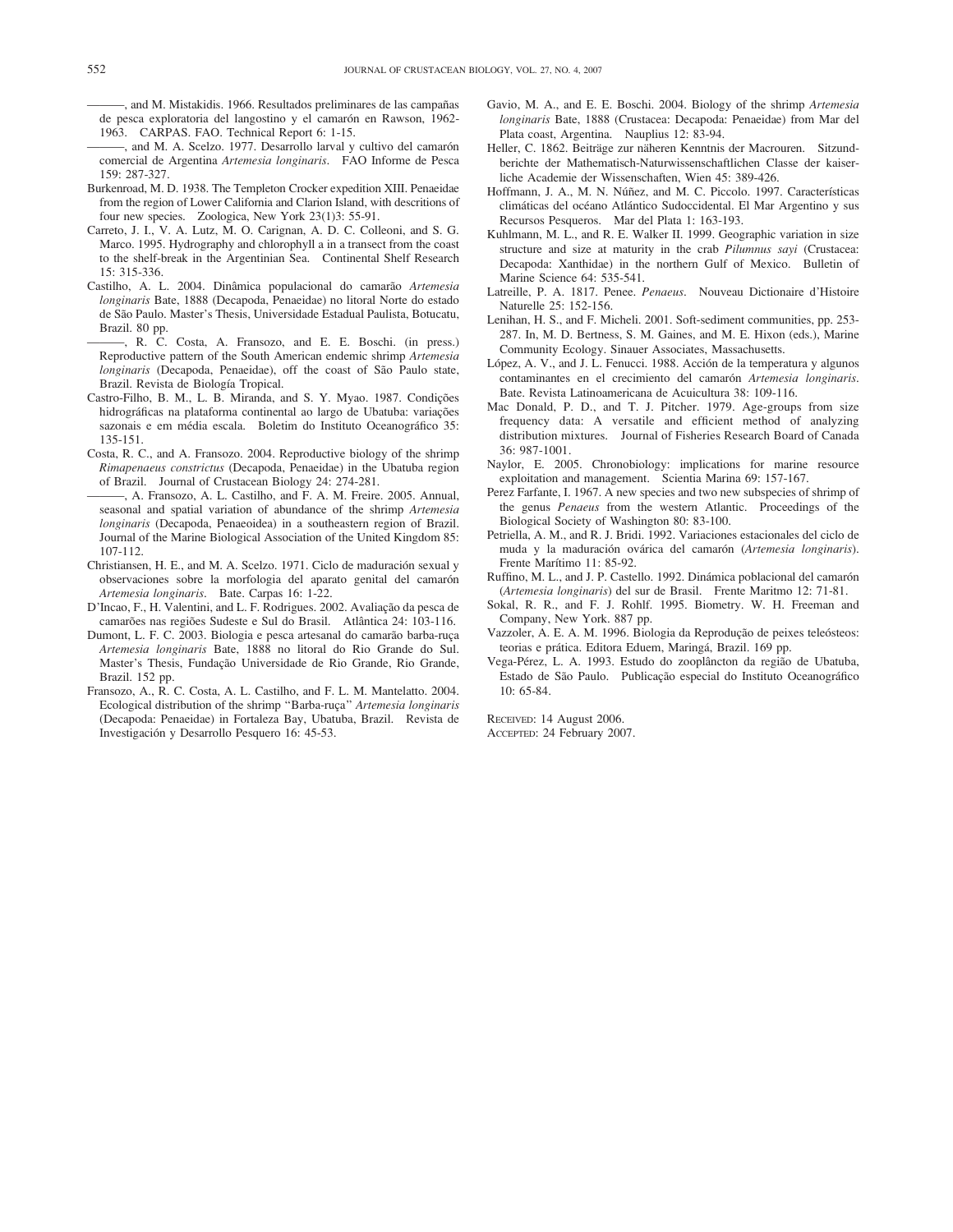———, and M. Mistakidis. 1966. Resultados preliminares de las campañas de pesca exploratoria del langostino y el camarón en Rawson, 1962-1963. CARPAS. FAO. Technical Report 6: 1-15.

———, and M. A. Scelzo. 1977. Desarrollo larval y cultivo del camarón comercial de Argentina *Artemesia longinaris*. FAO Informe de Pesca 159: 287-327.

Burkenroad, M. D. 1938. The Templeton Crocker expedition XIII. Penaeidae from the region of Lower California and Clarion Island, with descritions of four new species. Zoologica, New York 23(1)3: 55-91.

Carreto, J. I., V. A. Lutz, M. O. Carignan, A. D. C. Colleoni, and S. G. Marco. 1995. Hydrography and chlorophyll a in a transect from the coast to the shelf-break in the Argentinian Sea. Continental Shelf Research 15: 315-336.

Castilho, A. L. 2004. Dinâmica populacional do camarão *Artemesia longinaris* Bate, 1888 (Decapoda, Penaeidae) no litoral Norte do estado de São Paulo. Master's Thesis, Universidade Estadual Paulista, Botucatu, Brazil. 80 pp.

———, R. C. Costa, A. Fransozo, and E. E. Boschi. (in press.) Reproductive pattern of the South American endemic shrimp *Artemesia longinaris* (Decapoda, Penaeidae), off the coast of São Paulo state, Brazil. Revista de Biología Tropical.

Castro-Filho, B. M., L. B. Miranda, and S. Y. Myao. 1987. Condições hidrográficas na plataforma continental ao largo de Ubatuba: variações sazonais e em média escala. Boletim do Instituto Oceanográfico 35: 135-151.

Costa, R. C., and A. Fransozo. 2004. Reproductive biology of the shrimp *Rimapenaeus constrictus* (Decapoda, Penaeidae) in the Ubatuba region of Brazil. Journal of Crustacean Biology 24: 274-281.

———, A. Fransozo, A. L. Castilho, and F. A. M. Freire. 2005. Annual, seasonal and spatial variation of abundance of the shrimp *Artemesia longinaris* (Decapoda, Penaeoidea) in a southeastern region of Brazil. Journal of the Marine Biological Association of the United Kingdom 85: 107-112.

Christiansen, H. E., and M. A. Scelzo. 1971. Ciclo de maduración sexual y observaciones sobre la morfologia del aparato genital del camarón *Artemesia longinaris*. Bate. Carpas 16: 1-22.

D'Incao, F., H. Valentini, and L. F. Rodrigues. 2002. Avaliação da pesca de camarões nas regiões Sudeste e Sul do Brasil. Atlântica 24: 103-116.

Dumont, L. F. C. 2003. Biologia e pesca artesanal do camarão barba-ruça *Artemesia longinaris* Bate, 1888 no litoral do Rio Grande do Sul. Master's Thesis, Fundação Universidade de Rio Grande, Rio Grande, Brazil. 152 pp.

Fransozo, A., R. C. Costa, A. L. Castilho, and F. L. M. Mantelatto. 2004. Ecological distribution of the shrimp "Barba-ruça" *Artemesia longinaris* (Decapoda: Penaeidae) in Fortaleza Bay, Ubatuba, Brazil. Revista de Investigación y Desarrollo Pesquero 16: 45-53.

Gavio, M. A., and E. E. Boschi. 2004. Biology of the shrimp *Artemesia longinaris* Bate, 1888 (Crustacea: Decapoda: Penaeidae) from Mar del Plata coast, Argentina. Nauplius 12: 83-94.

Heller, C. 1862. Beiträge zur näheren Kenntnis der Macrouren. Sitzundberichte der Mathematisch-Naturwissenschaftlichen Classe der kaiserliche Academie der Wissenschaften, Wien 45: 389-426.

Hoffmann, J. A., M. N. Núñez, and M. C. Piccolo. 1997. Características climáticas del océano Atlántico Sudoccidental. El Mar Argentino y sus Recursos Pesqueros. Mar del Plata 1: 163-193.

Kuhlmann, M. L., and R. E. Walker II. 1999. Geographic variation in size structure and size at maturity in the crab *Pilumnus sayi* (Crustacea: Decapoda: Xanthidae) in the northern Gulf of Mexico. Bulletin of Marine Science 64: 535-541.

Latreille, P. A. 1817. Penee. *Penaeus*. Nouveau Dictionaire d'Histoire Naturelle 25: 152-156.

Lenihan, H. S., and F. Micheli. 2001. Soft-sediment communities, pp. 253-287. In, M. D. Bertness, S. M. Gaines, and M. E. Hixon (eds.), Marine Community Ecology. Sinauer Associates, Massachusetts.

López, A. V., and J. L. Fenucci. 1988. Acción de la temperatura y algunos contaminantes en el crecimiento del camarón *Artemesia longinaris*. Bate. Revista Latinoamericana de Acuicultura 38: 109-116.

Mac Donald, P. D., and T. J. Pitcher. 1979. Age-groups from size frequency data: A versatile and efficient method of analyzing distribution mixtures. Journal of Fisheries Research Board of Canada 36: 987-1001.

Naylor, E. 2005. Chronobiology: implications for marine resource exploitation and management. Scientia Marina 69: 157-167.

Perez Farfante, I. 1967. A new species and two new subspecies of shrimp of the genus *Penaeus* from the western Atlantic. Proceedings of the Biological Society of Washington 80: 83-100.

Petriella, A. M., and R. J. Bridi. 1992. Variaciones estacionales del ciclo de muda y la maduración ovárica del camarón (*Artemesia longinaris*). Frente Marítimo 11: 85-92.

Ruffino, M. L., and J. P. Castello. 1992. Dinámica poblacional del camarón (*Artemesia longinaris*) del sur de Brasil. Frente Maritmo 12: 71-81.

Sokal, R. R., and F. J. Rohlf. 1995. Biometry. W. H. Freeman and Company, New York. 887 pp.

Vazzoler, A. E. A. M. 1996. Biologia da Reprodução de peixes teleósteos: teorias e prática. Editora Eduem, Maringá, Brazil. 169 pp.

Vega-Pérez, L. A. 1993. Estudo do zooplâncton da região de Ubatuba, Estado de São Paulo. Publicação especial do Instituto Oceanográfico 10: 65-84.

RECEIVED: 14 August 2006.
ACCEPTED: 24 February 2007.